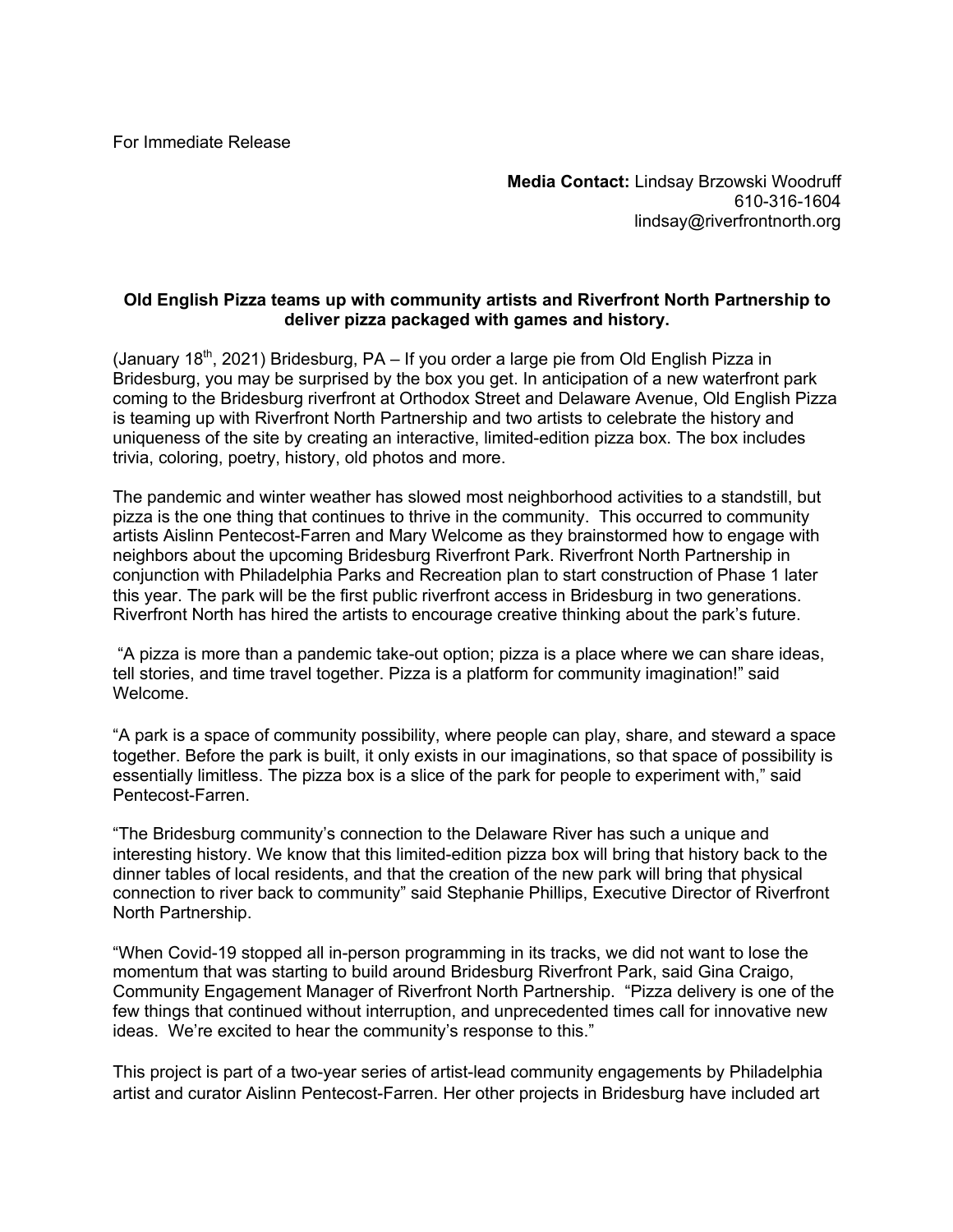For Immediate Release

**Media Contact:** Lindsay Brzowski Woodruff
610-316-1604
lindsay@riverfrontnorth.org

**Old English Pizza teams up with community artists and Riverfront North Partnership to deliver pizza packaged with games and history.**

(January 18th, 2021) Bridesburg, PA – If you order a large pie from Old English Pizza in Bridesburg, you may be surprised by the box you get. In anticipation of a new waterfront park coming to the Bridesburg riverfront at Orthodox Street and Delaware Avenue, Old English Pizza is teaming up with Riverfront North Partnership and two artists to celebrate the history and uniqueness of the site by creating an interactive, limited-edition pizza box. The box includes trivia, coloring, poetry, history, old photos and more.

The pandemic and winter weather has slowed most neighborhood activities to a standstill, but pizza is the one thing that continues to thrive in the community. This occurred to community artists Aislinn Pentecost-Farren and Mary Welcome as they brainstormed how to engage with neighbors about the upcoming Bridesburg Riverfront Park. Riverfront North Partnership in conjunction with Philadelphia Parks and Recreation plan to start construction of Phase 1 later this year. The park will be the first public riverfront access in Bridesburg in two generations. Riverfront North has hired the artists to encourage creative thinking about the park's future.

"A pizza is more than a pandemic take-out option; pizza is a place where we can share ideas, tell stories, and time travel together. Pizza is a platform for community imagination!" said Welcome.

"A park is a space of community possibility, where people can play, share, and steward a space together. Before the park is built, it only exists in our imaginations, so that space of possibility is essentially limitless. The pizza box is a slice of the park for people to experiment with," said Pentecost-Farren.

"The Bridesburg community's connection to the Delaware River has such a unique and interesting history. We know that this limited-edition pizza box will bring that history back to the dinner tables of local residents, and that the creation of the new park will bring that physical connection to river back to community" said Stephanie Phillips, Executive Director of Riverfront North Partnership.

"When Covid-19 stopped all in-person programming in its tracks, we did not want to lose the momentum that was starting to build around Bridesburg Riverfront Park, said Gina Craigo, Community Engagement Manager of Riverfront North Partnership. "Pizza delivery is one of the few things that continued without interruption, and unprecedented times call for innovative new ideas. We're excited to hear the community's response to this."

This project is part of a two-year series of artist-lead community engagements by Philadelphia artist and curator Aislinn Pentecost-Farren. Her other projects in Bridesburg have included art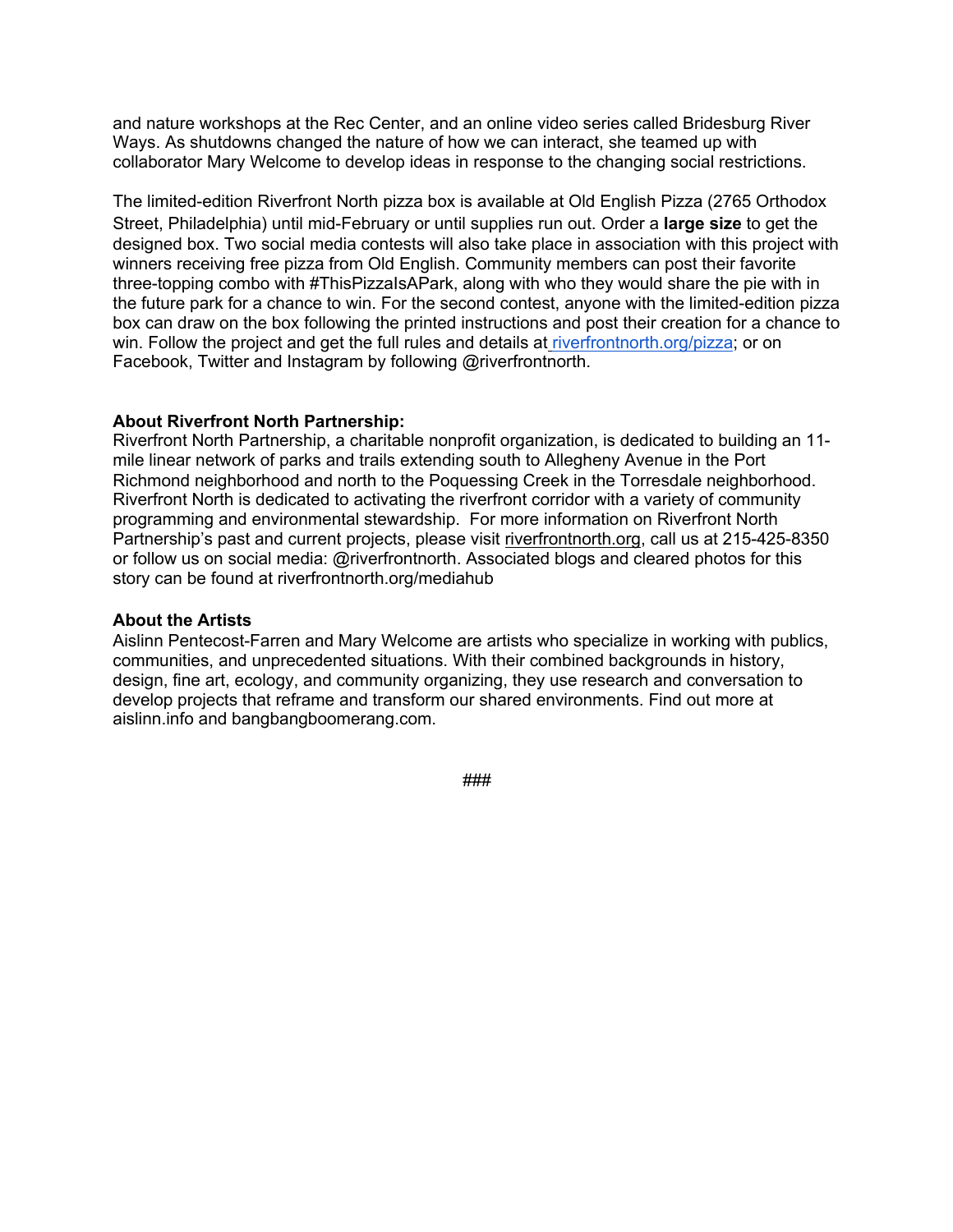and nature workshops at the Rec Center, and an online video series called Bridesburg River Ways. As shutdowns changed the nature of how we can interact, she teamed up with collaborator Mary Welcome to develop ideas in response to the changing social restrictions.

The limited-edition Riverfront North pizza box is available at Old English Pizza (2765 Orthodox Street, Philadelphia) until mid-February or until supplies run out. Order a **large size** to get the designed box. Two social media contests will also take place in association with this project with winners receiving free pizza from Old English. Community members can post their favorite three-topping combo with #ThisPizzaIsAPark, along with who they would share the pie with in the future park for a chance to win. For the second contest, anyone with the limited-edition pizza box can draw on the box following the printed instructions and post their creation for a chance to win. Follow the project and get the full rules and details at riverfrontnorth.org/pizza; or on Facebook, Twitter and Instagram by following @riverfrontnorth.

**About Riverfront North Partnership:**
Riverfront North Partnership, a charitable nonprofit organization, is dedicated to building an 11-mile linear network of parks and trails extending south to Allegheny Avenue in the Port Richmond neighborhood and north to the Poquessing Creek in the Torresdale neighborhood. Riverfront North is dedicated to activating the riverfront corridor with a variety of community programming and environmental stewardship. For more information on Riverfront North Partnership's past and current projects, please visit riverfrontnorth.org, call us at 215-425-8350 or follow us on social media: @riverfrontnorth. Associated blogs and cleared photos for this story can be found at riverfrontnorth.org/mediahub

**About the Artists**
Aislinn Pentecost-Farren and Mary Welcome are artists who specialize in working with publics, communities, and unprecedented situations. With their combined backgrounds in history, design, fine art, ecology, and community organizing, they use research and conversation to develop projects that reframe and transform our shared environments. Find out more at aislinn.info and bangbangboomerang.com.

###